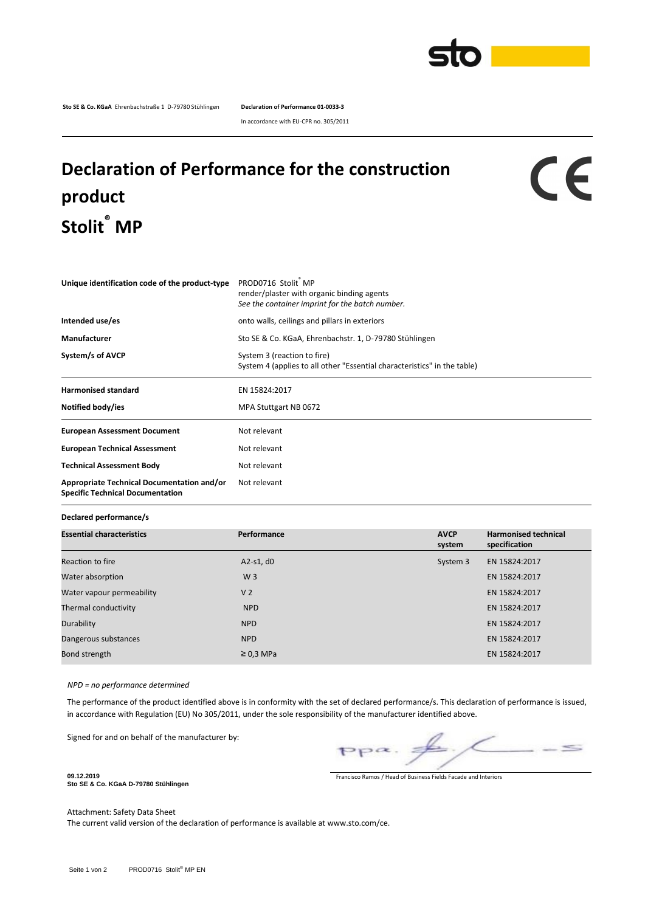**Sto SE & Co. KGaA** Ehrenbachstraße 1 D-79780 Stühlingen **Declaration of Performance 01-0033-3**

In accordance with EU-CPR no. 305/2011

# Declaration of Performance for the construction product Stolit® MP

CE

| | |
|---|---|
| **Unique identification code of the product-type** | PROD0716 Stolit® MP<br>render/plaster with organic binding agents<br>*See the container imprint for the batch number.* |
| **Intended use/es** | onto walls, ceilings and pillars in exteriors |
| **Manufacturer** | Sto SE & Co. KGaA, Ehrenbachstr. 1, D-79780 Stühlingen |
| **System/s of AVCP** | System 3 (reaction to fire)<br>System 4 (applies to all other "Essential characteristics" in the table) |
| **Harmonised standard** | EN 15824:2017 |
| **Notified body/ies** | MPA Stuttgart NB 0672 |
| **European Assessment Document** | Not relevant |
| **European Technical Assessment** | Not relevant |
| **Technical Assessment Body** | Not relevant |
| **Appropriate Technical Documentation and/or Specific Technical Documentation** | Not relevant |

**Declared performance/s**

| Essential characteristics | Performance | AVCP system | Harmonised technical specification |
|---|---|---|---|
| Reaction to fire | A2-s1, d0 | System 3 | EN 15824:2017 |
| Water absorption | W 3 | | EN 15824:2017 |
| Water vapour permeability | V 2 | | EN 15824:2017 |
| Thermal conductivity | NPD | | EN 15824:2017 |
| Durability | NPD | | EN 15824:2017 |
| Dangerous substances | NPD | | EN 15824:2017 |
| Bond strength | ≥ 0,3 MPa | | EN 15824:2017 |

*NPD = no performance determined*

The performance of the product identified above is in conformity with the set of declared performance/s. This declaration of performance is issued, in accordance with Regulation (EU) No 305/2011, under the sole responsibility of the manufacturer identified above.

Signed for and on behalf of the manufacturer by:

ppa.

**09.12.2019**
**Sto SE & Co. KGaA D-79780 Stühlingen**

Francisco Ramos / Head of Business Fields Facade and Interiors

Attachment: Safety Data Sheet
The current valid version of the declaration of performance is available at www.sto.com/ce.

PROD0716 Stolit® MP EN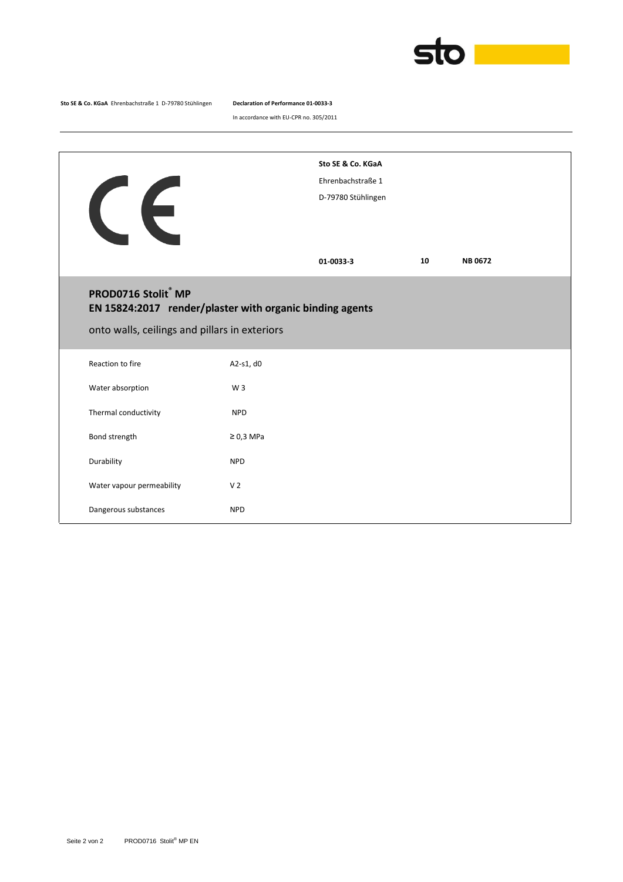**Sto SE & Co. KGaA** Ehrenbachstraße 1 D-79780 Stühlingen

**Declaration of Performance 01-0033-3**

In accordance with EU-CPR no. 305/2011

CE

**Sto SE & Co. KGaA**

Ehrenbachstraße 1

D-79780 Stühlingen

**01-0033-3** **10** **NB 0672**

## PROD0716 Stolit® MP
## EN 15824:2017 render/plaster with organic binding agents

onto walls, ceilings and pillars in exteriors

| | |
|---|---|
| Reaction to fire | A2-s1, d0 |
| Water absorption | W 3 |
| Thermal conductivity | NPD |
| Bond strength | ≥ 0,3 MPa |
| Durability | NPD |
| Water vapour permeability | V 2 |
| Dangerous substances | NPD |